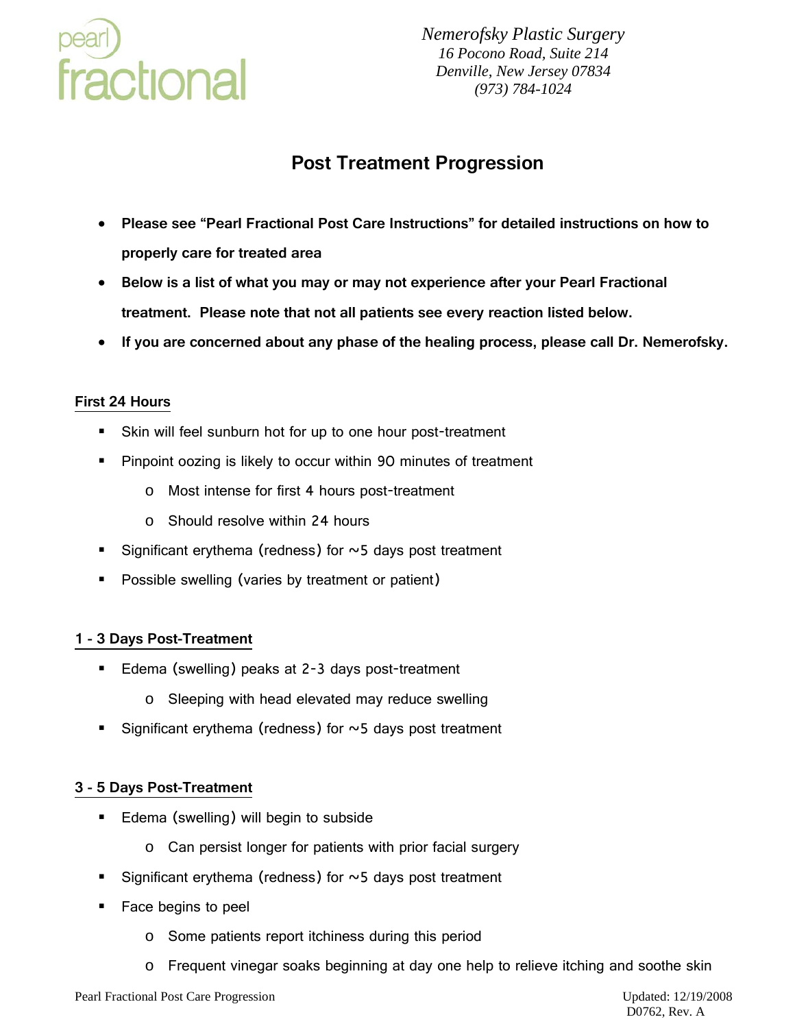pearl fractional

*Nemerofsky Plastic Surgery*
*16 Pocono Road, Suite 214*
*Denville, New Jersey 07834*
*(973) 784-1024*

# Post Treatment Progression

- **Please see "Pearl Fractional Post Care Instructions" for detailed instructions on how to properly care for treated area**
- **Below is a list of what you may or may not experience after your Pearl Fractional treatment. Please note that not all patients see every reaction listed below.**
- **If you are concerned about any phase of the healing process, please call Dr. Nemerofsky.**

## First 24 Hours

- Skin will feel sunburn hot for up to one hour post-treatment
- Pinpoint oozing is likely to occur within 90 minutes of treatment
    - Most intense for first 4 hours post-treatment
    - Should resolve within 24 hours
- Significant erythema (redness) for ~5 days post treatment
- Possible swelling (varies by treatment or patient)

## 1 - 3 Days Post-Treatment

- Edema (swelling) peaks at 2-3 days post-treatment
    - Sleeping with head elevated may reduce swelling
- Significant erythema (redness) for ~5 days post treatment

## 3 - 5 Days Post-Treatment

- Edema (swelling) will begin to subside
    - Can persist longer for patients with prior facial surgery
- Significant erythema (redness) for ~5 days post treatment
- Face begins to peel
    - Some patients report itchiness during this period
    - Frequent vinegar soaks beginning at day one help to relieve itching and soothe skin

Pearl Fractional Post Care Progression

Updated: 12/19/2008
D0762, Rev. A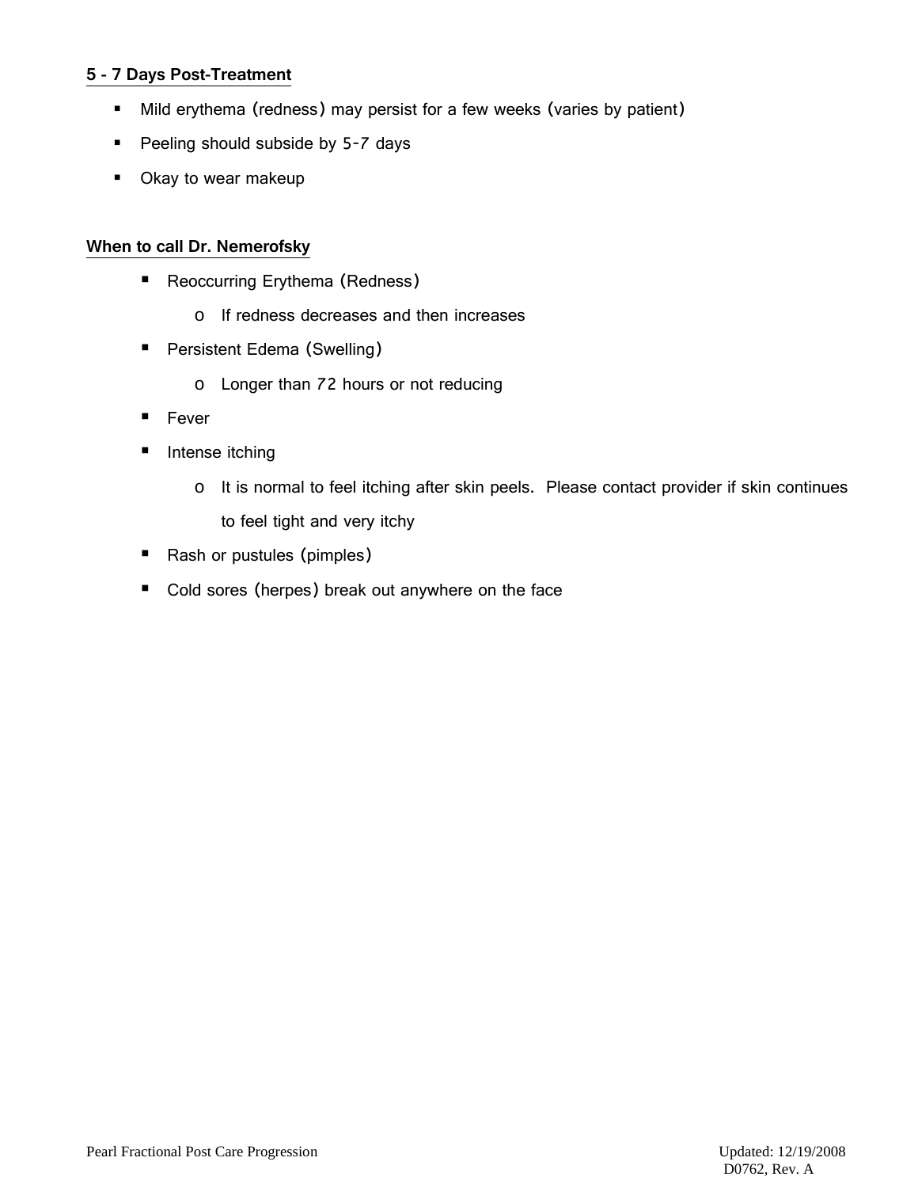## 5 - 7 Days Post-Treatment

- Mild erythema (redness) may persist for a few weeks (varies by patient)
- Peeling should subside by 5-7 days
- Okay to wear makeup

## When to call Dr. Nemerofsky

- Reoccurring Erythema (Redness)
  - If redness decreases and then increases
- Persistent Edema (Swelling)
  - Longer than 72 hours or not reducing
- Fever
- Intense itching
  - It is normal to feel itching after skin peels. Please contact provider if skin continues to feel tight and very itchy
- Rash or pustules (pimples)
- Cold sores (herpes) break out anywhere on the face